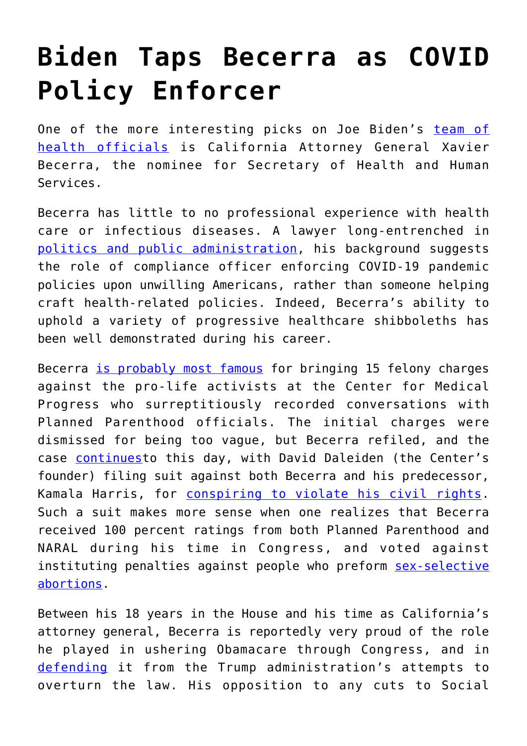# Biden Taps Becerra as COVID Policy Enforcer

One of the more interesting picks on Joe Biden's team of health officials is California Attorney General Xavier Becerra, the nominee for Secretary of Health and Human Services.

Becerra has little to no professional experience with health care or infectious diseases. A lawyer long-entrenched in politics and public administration, his background suggests the role of compliance officer enforcing COVID-19 pandemic policies upon unwilling Americans, rather than someone helping craft health-related policies. Indeed, Becerra's ability to uphold a variety of progressive healthcare shibboleths has been well demonstrated during his career.

Becerra is probably most famous for bringing 15 felony charges against the pro-life activists at the Center for Medical Progress who surreptitiously recorded conversations with Planned Parenthood officials. The initial charges were dismissed for being too vague, but Becerra refiled, and the case continuesto this day, with David Daleiden (the Center's founder) filing suit against both Becerra and his predecessor, Kamala Harris, for conspiring to violate his civil rights. Such a suit makes more sense when one realizes that Becerra received 100 percent ratings from both Planned Parenthood and NARAL during his time in Congress, and voted against instituting penalties against people who preform sex-selective abortions.

Between his 18 years in the House and his time as California's attorney general, Becerra is reportedly very proud of the role he played in ushering Obamacare through Congress, and in defending it from the Trump administration's attempts to overturn the law. His opposition to any cuts to Social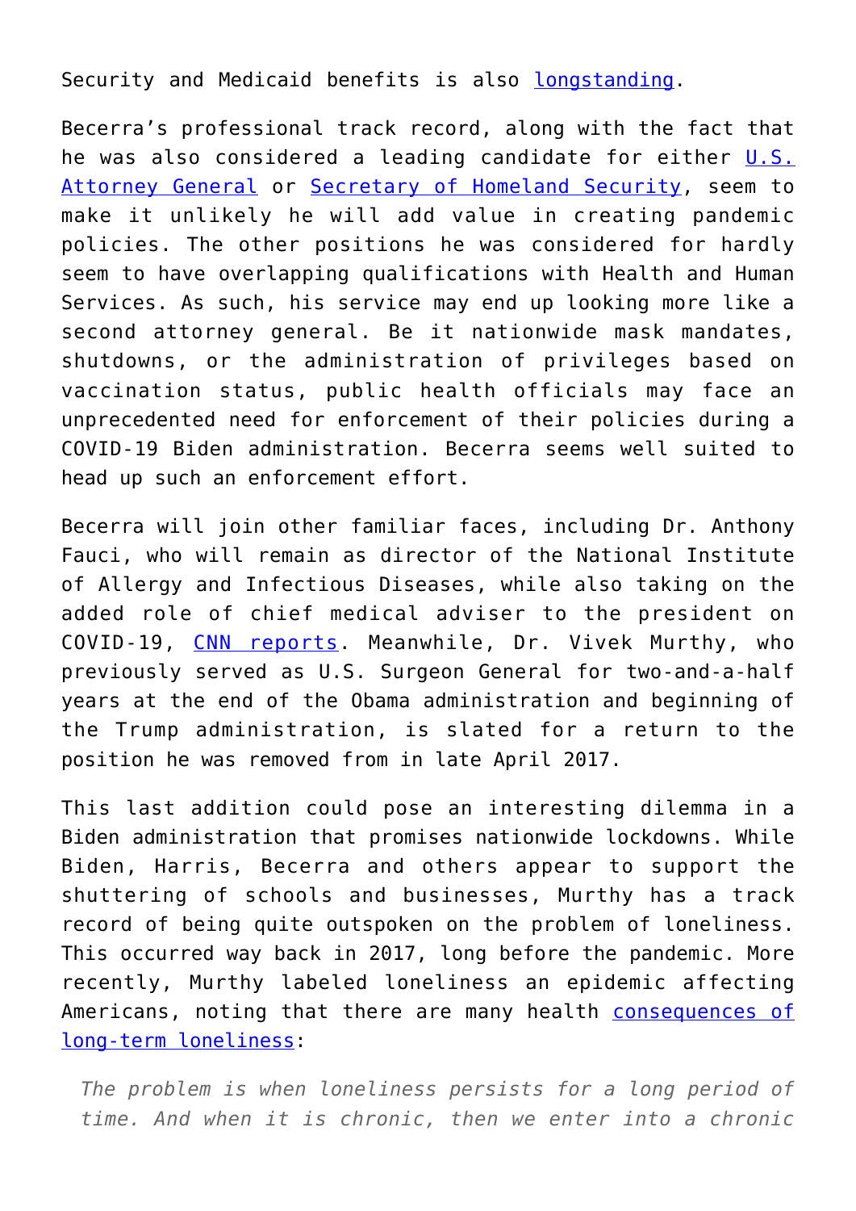Security and Medicaid benefits is also longstanding.

Becerra's professional track record, along with the fact that he was also considered a leading candidate for either U.S. Attorney General or Secretary of Homeland Security, seem to make it unlikely he will add value in creating pandemic policies. The other positions he was considered for hardly seem to have overlapping qualifications with Health and Human Services. As such, his service may end up looking more like a second attorney general. Be it nationwide mask mandates, shutdowns, or the administration of privileges based on vaccination status, public health officials may face an unprecedented need for enforcement of their policies during a COVID-19 Biden administration. Becerra seems well suited to head up such an enforcement effort.

Becerra will join other familiar faces, including Dr. Anthony Fauci, who will remain as director of the National Institute of Allergy and Infectious Diseases, while also taking on the added role of chief medical adviser to the president on COVID-19, CNN reports. Meanwhile, Dr. Vivek Murthy, who previously served as U.S. Surgeon General for two-and-a-half years at the end of the Obama administration and beginning of the Trump administration, is slated for a return to the position he was removed from in late April 2017.

This last addition could pose an interesting dilemma in a Biden administration that promises nationwide lockdowns. While Biden, Harris, Becerra and others appear to support the shuttering of schools and businesses, Murthy has a track record of being quite outspoken on the problem of loneliness. This occurred way back in 2017, long before the pandemic. More recently, Murthy labeled loneliness an epidemic affecting Americans, noting that there are many health consequences of long-term loneliness:

> *The problem is when loneliness persists for a long period of time. And when it is chronic, then we enter into a chronic*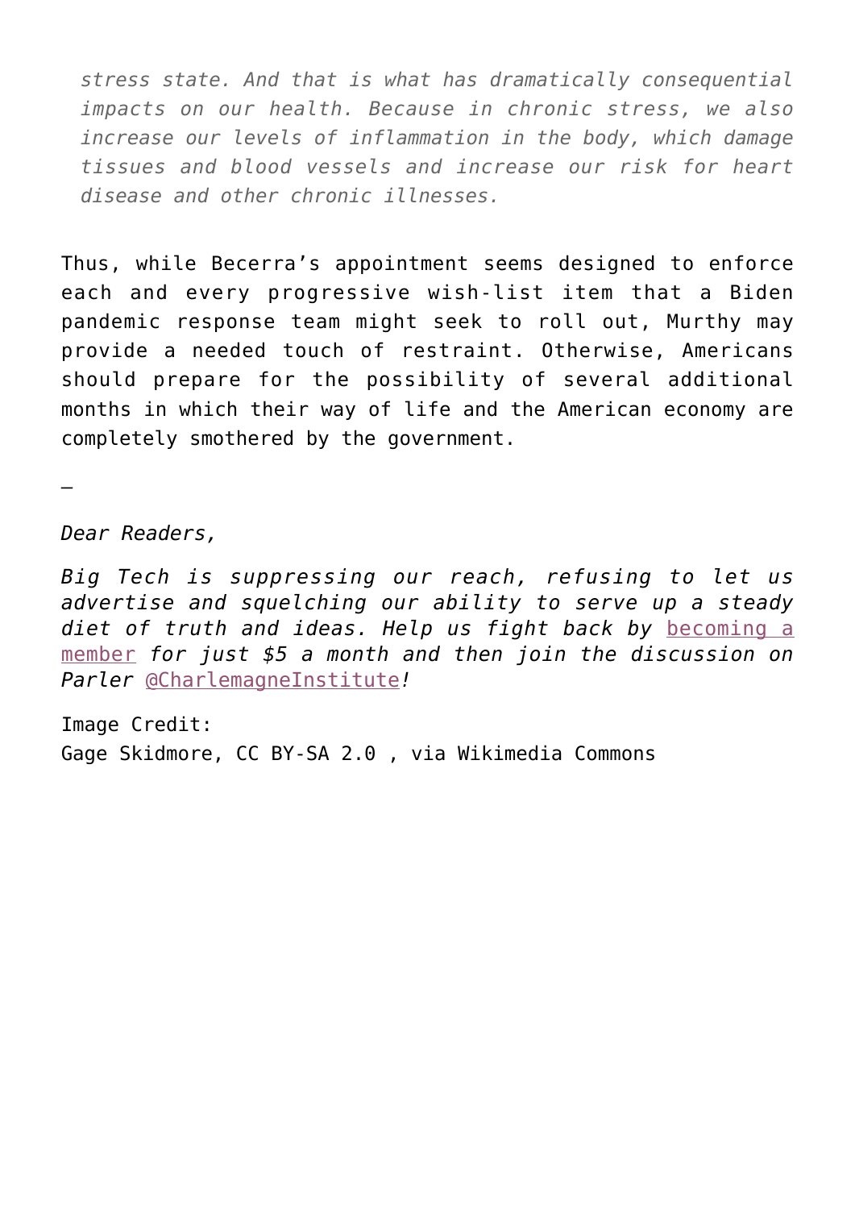> *stress state. And that is what has dramatically consequential impacts on our health. Because in chronic stress, we also increase our levels of inflammation in the body, which damage tissues and blood vessels and increase our risk for heart disease and other chronic illnesses.*

Thus, while Becerra's appointment seems designed to enforce each and every progressive wish-list item that a Biden pandemic response team might seek to roll out, Murthy may provide a needed touch of restraint. Otherwise, Americans should prepare for the possibility of several additional months in which their way of life and the American economy are completely smothered by the government.

—

*Dear Readers,*

*Big Tech is suppressing our reach, refusing to let us advertise and squelching our ability to serve up a steady diet of truth and ideas. Help us fight back by* becoming a member *for just $5 a month and then join the discussion on Parler* @CharlemagneInstitute*!*

Image Credit:
Gage Skidmore, CC BY-SA 2.0 , via Wikimedia Commons